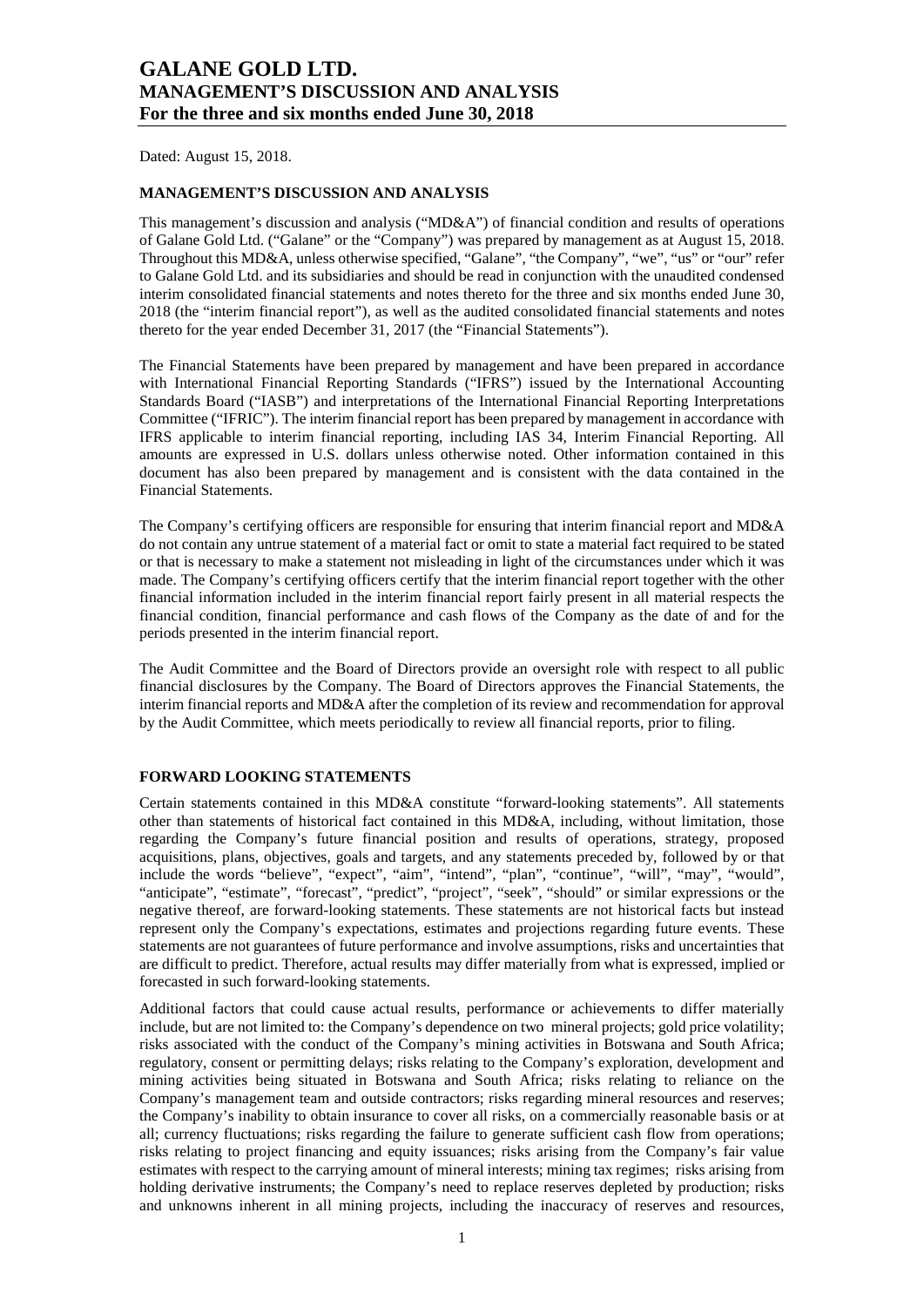Dated: August 15, 2018.

**MANAGEMENT'S DISCUSSION AND ANALYSIS**

This management's discussion and analysis ("MD&A") of financial condition and results of operations of Galane Gold Ltd. ("Galane" or the "Company") was prepared by management as at August 15, 2018. Throughout this MD&A, unless otherwise specified, "Galane", "the Company", "we", "us" or "our" refer to Galane Gold Ltd. and its subsidiaries and should be read in conjunction with the unaudited condensed interim consolidated financial statements and notes thereto for the three and six months ended June 30, 2018 (the "interim financial report"), as well as the audited consolidated financial statements and notes thereto for the year ended December 31, 2017 (the "Financial Statements").

The Financial Statements have been prepared by management and have been prepared in accordance with International Financial Reporting Standards ("IFRS") issued by the International Accounting Standards Board ("IASB") and interpretations of the International Financial Reporting Interpretations Committee ("IFRIC"). The interim financial report has been prepared by management in accordance with IFRS applicable to interim financial reporting, including IAS 34, Interim Financial Reporting. All amounts are expressed in U.S. dollars unless otherwise noted. Other information contained in this document has also been prepared by management and is consistent with the data contained in the Financial Statements.

The Company's certifying officers are responsible for ensuring that interim financial report and MD&A do not contain any untrue statement of a material fact or omit to state a material fact required to be stated or that is necessary to make a statement not misleading in light of the circumstances under which it was made. The Company's certifying officers certify that the interim financial report together with the other financial information included in the interim financial report fairly present in all material respects the financial condition, financial performance and cash flows of the Company as the date of and for the periods presented in the interim financial report.

The Audit Committee and the Board of Directors provide an oversight role with respect to all public financial disclosures by the Company. The Board of Directors approves the Financial Statements, the interim financial reports and MD&A after the completion of its review and recommendation for approval by the Audit Committee, which meets periodically to review all financial reports, prior to filing.

**FORWARD LOOKING STATEMENTS**

Certain statements contained in this MD&A constitute "forward-looking statements". All statements other than statements of historical fact contained in this MD&A, including, without limitation, those regarding the Company's future financial position and results of operations, strategy, proposed acquisitions, plans, objectives, goals and targets, and any statements preceded by, followed by or that include the words "believe", "expect", "aim", "intend", "plan", "continue", "will", "may", "would", "anticipate", "estimate", "forecast", "predict", "project", "seek", "should" or similar expressions or the negative thereof, are forward-looking statements. These statements are not historical facts but instead represent only the Company's expectations, estimates and projections regarding future events. These statements are not guarantees of future performance and involve assumptions, risks and uncertainties that are difficult to predict. Therefore, actual results may differ materially from what is expressed, implied or forecasted in such forward-looking statements.

Additional factors that could cause actual results, performance or achievements to differ materially include, but are not limited to: the Company's dependence on two mineral projects; gold price volatility; risks associated with the conduct of the Company's mining activities in Botswana and South Africa; regulatory, consent or permitting delays; risks relating to the Company's exploration, development and mining activities being situated in Botswana and South Africa; risks relating to reliance on the Company's management team and outside contractors; risks regarding mineral resources and reserves; the Company's inability to obtain insurance to cover all risks, on a commercially reasonable basis or at all; currency fluctuations; risks regarding the failure to generate sufficient cash flow from operations; risks relating to project financing and equity issuances; risks arising from the Company's fair value estimates with respect to the carrying amount of mineral interests; mining tax regimes; risks arising from holding derivative instruments; the Company's need to replace reserves depleted by production; risks and unknowns inherent in all mining projects, including the inaccuracy of reserves and resources,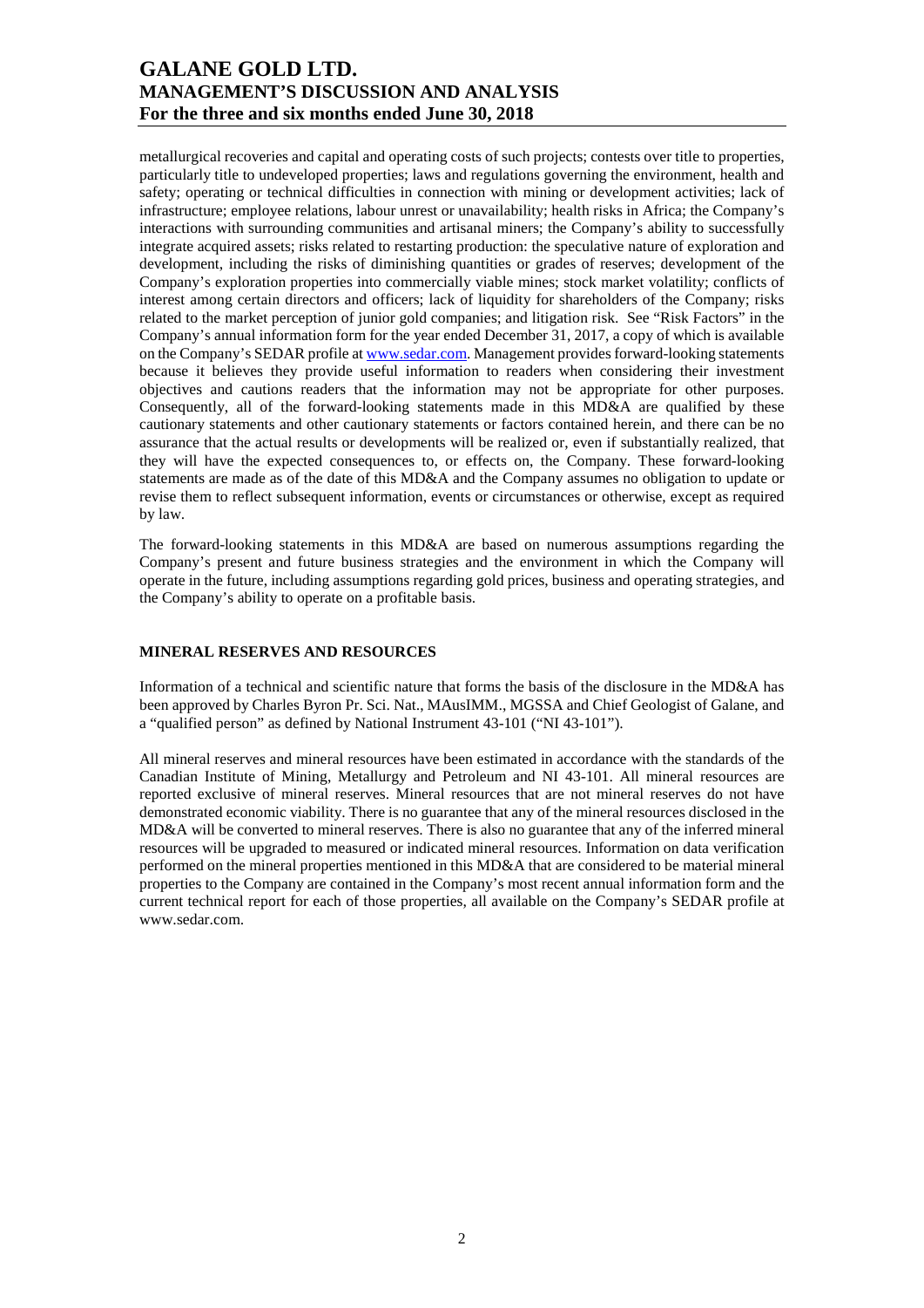metallurgical recoveries and capital and operating costs of such projects; contests over title to properties, particularly title to undeveloped properties; laws and regulations governing the environment, health and safety; operating or technical difficulties in connection with mining or development activities; lack of infrastructure; employee relations, labour unrest or unavailability; health risks in Africa; the Company's interactions with surrounding communities and artisanal miners; the Company's ability to successfully integrate acquired assets; risks related to restarting production: the speculative nature of exploration and development, including the risks of diminishing quantities or grades of reserves; development of the Company's exploration properties into commercially viable mines; stock market volatility; conflicts of interest among certain directors and officers; lack of liquidity for shareholders of the Company; risks related to the market perception of junior gold companies; and litigation risk. See "Risk Factors" in the Company's annual information form for the year ended December 31, 2017, a copy of which is available on the Company's SEDAR profile at www.sedar.com. Management provides forward-looking statements because it believes they provide useful information to readers when considering their investment objectives and cautions readers that the information may not be appropriate for other purposes. Consequently, all of the forward-looking statements made in this MD&A are qualified by these cautionary statements and other cautionary statements or factors contained herein, and there can be no assurance that the actual results or developments will be realized or, even if substantially realized, that they will have the expected consequences to, or effects on, the Company. These forward-looking statements are made as of the date of this MD&A and the Company assumes no obligation to update or revise them to reflect subsequent information, events or circumstances or otherwise, except as required by law.

The forward-looking statements in this MD&A are based on numerous assumptions regarding the Company's present and future business strategies and the environment in which the Company will operate in the future, including assumptions regarding gold prices, business and operating strategies, and the Company's ability to operate on a profitable basis.

## MINERAL RESERVES AND RESOURCES

Information of a technical and scientific nature that forms the basis of the disclosure in the MD&A has been approved by Charles Byron Pr. Sci. Nat., MAusIMM., MGSSA and Chief Geologist of Galane, and a "qualified person" as defined by National Instrument 43-101 ("NI 43-101").

All mineral reserves and mineral resources have been estimated in accordance with the standards of the Canadian Institute of Mining, Metallurgy and Petroleum and NI 43-101. All mineral resources are reported exclusive of mineral reserves. Mineral resources that are not mineral reserves do not have demonstrated economic viability. There is no guarantee that any of the mineral resources disclosed in the MD&A will be converted to mineral reserves. There is also no guarantee that any of the inferred mineral resources will be upgraded to measured or indicated mineral resources. Information on data verification performed on the mineral properties mentioned in this MD&A that are considered to be material mineral properties to the Company are contained in the Company's most recent annual information form and the current technical report for each of those properties, all available on the Company's SEDAR profile at www.sedar.com.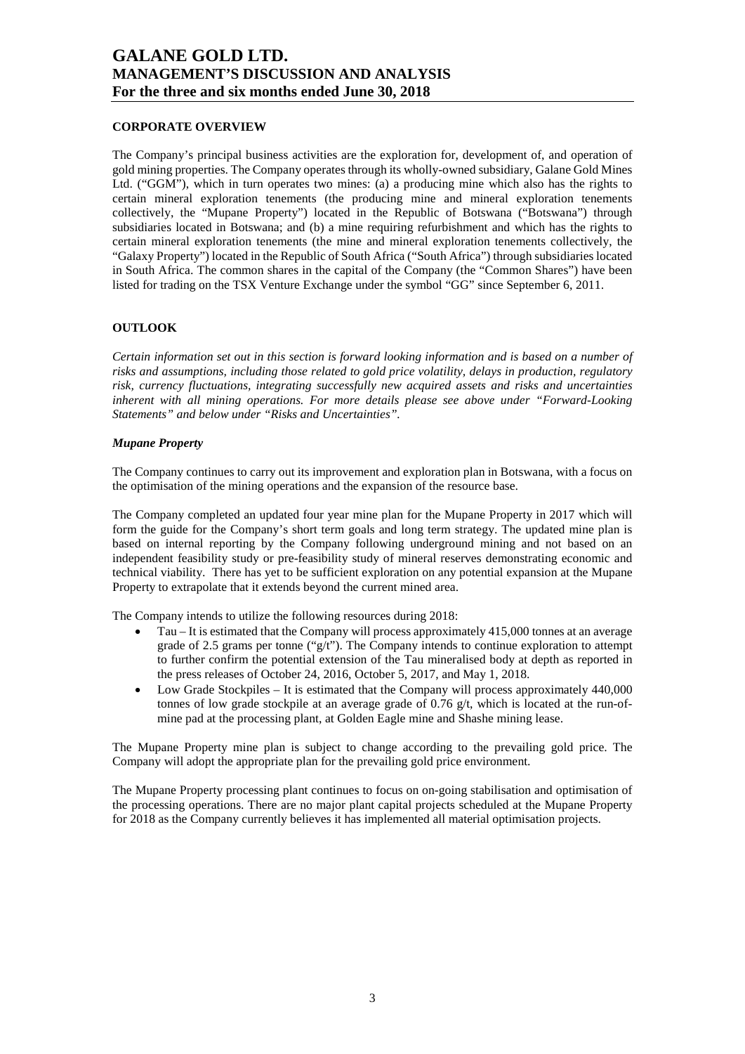## CORPORATE OVERVIEW

The Company's principal business activities are the exploration for, development of, and operation of gold mining properties. The Company operates through its wholly-owned subsidiary, Galane Gold Mines Ltd. ("GGM"), which in turn operates two mines: (a) a producing mine which also has the rights to certain mineral exploration tenements (the producing mine and mineral exploration tenements collectively, the "Mupane Property") located in the Republic of Botswana ("Botswana") through subsidiaries located in Botswana; and (b) a mine requiring refurbishment and which has the rights to certain mineral exploration tenements (the mine and mineral exploration tenements collectively, the "Galaxy Property") located in the Republic of South Africa ("South Africa") through subsidiaries located in South Africa. The common shares in the capital of the Company (the "Common Shares") have been listed for trading on the TSX Venture Exchange under the symbol "GG" since September 6, 2011.

## OUTLOOK

*Certain information set out in this section is forward looking information and is based on a number of risks and assumptions, including those related to gold price volatility, delays in production, regulatory risk, currency fluctuations, integrating successfully new acquired assets and risks and uncertainties inherent with all mining operations. For more details please see above under "Forward-Looking Statements" and below under "Risks and Uncertainties".*

### *Mupane Property*

The Company continues to carry out its improvement and exploration plan in Botswana, with a focus on the optimisation of the mining operations and the expansion of the resource base.

The Company completed an updated four year mine plan for the Mupane Property in 2017 which will form the guide for the Company's short term goals and long term strategy. The updated mine plan is based on internal reporting by the Company following underground mining and not based on an independent feasibility study or pre-feasibility study of mineral reserves demonstrating economic and technical viability. There has yet to be sufficient exploration on any potential expansion at the Mupane Property to extrapolate that it extends beyond the current mined area.

The Company intends to utilize the following resources during 2018:

- Tau – It is estimated that the Company will process approximately 415,000 tonnes at an average grade of 2.5 grams per tonne ("g/t"). The Company intends to continue exploration to attempt to further confirm the potential extension of the Tau mineralised body at depth as reported in the press releases of October 24, 2016, October 5, 2017, and May 1, 2018.
- Low Grade Stockpiles – It is estimated that the Company will process approximately 440,000 tonnes of low grade stockpile at an average grade of 0.76 g/t, which is located at the run-of-mine pad at the processing plant, at Golden Eagle mine and Shashe mining lease.

The Mupane Property mine plan is subject to change according to the prevailing gold price. The Company will adopt the appropriate plan for the prevailing gold price environment.

The Mupane Property processing plant continues to focus on on-going stabilisation and optimisation of the processing operations. There are no major plant capital projects scheduled at the Mupane Property for 2018 as the Company currently believes it has implemented all material optimisation projects.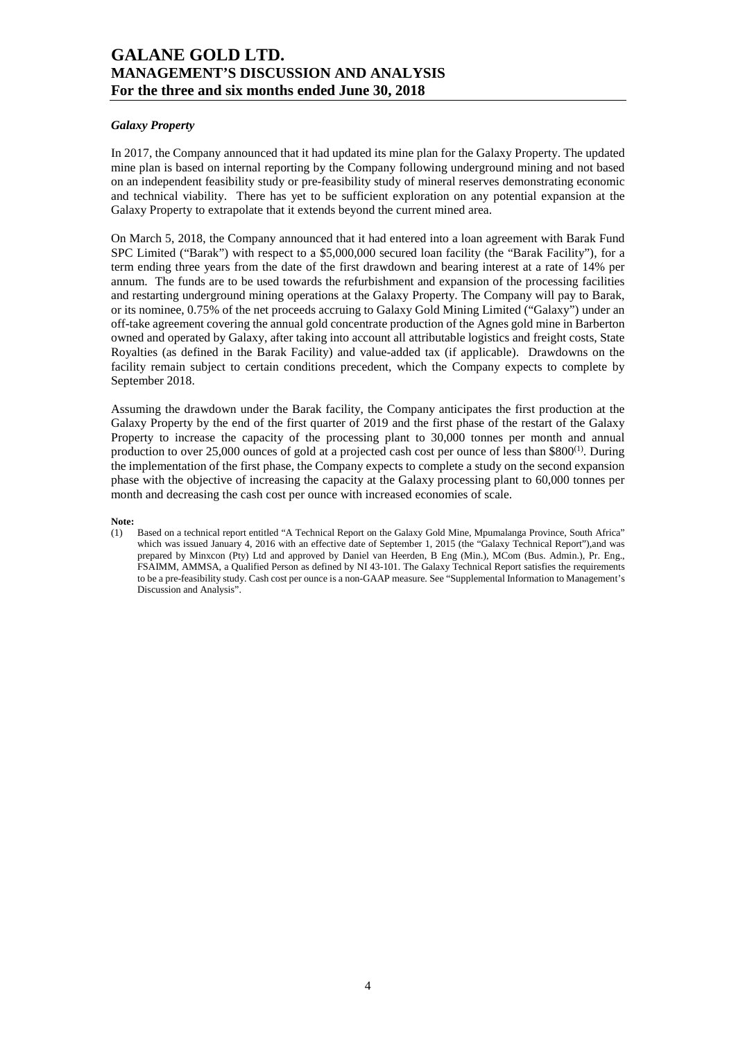### *Galaxy Property*

In 2017, the Company announced that it had updated its mine plan for the Galaxy Property. The updated mine plan is based on internal reporting by the Company following underground mining and not based on an independent feasibility study or pre-feasibility study of mineral reserves demonstrating economic and technical viability. There has yet to be sufficient exploration on any potential expansion at the Galaxy Property to extrapolate that it extends beyond the current mined area.

On March 5, 2018, the Company announced that it had entered into a loan agreement with Barak Fund SPC Limited ("Barak") with respect to a $5,000,000 secured loan facility (the "Barak Facility"), for a term ending three years from the date of the first drawdown and bearing interest at a rate of 14% per annum. The funds are to be used towards the refurbishment and expansion of the processing facilities and restarting underground mining operations at the Galaxy Property. The Company will pay to Barak, or its nominee, 0.75% of the net proceeds accruing to Galaxy Gold Mining Limited ("Galaxy") under an off-take agreement covering the annual gold concentrate production of the Agnes gold mine in Barberton owned and operated by Galaxy, after taking into account all attributable logistics and freight costs, State Royalties (as defined in the Barak Facility) and value-added tax (if applicable). Drawdowns on the facility remain subject to certain conditions precedent, which the Company expects to complete by September 2018.

Assuming the drawdown under the Barak facility, the Company anticipates the first production at the Galaxy Property by the end of the first quarter of 2019 and the first phase of the restart of the Galaxy Property to increase the capacity of the processing plant to 30,000 tonnes per month and annual production to over 25,000 ounces of gold at a projected cash cost per ounce of less than $800[(1)]. During the implementation of the first phase, the Company expects to complete a study on the second expansion phase with the objective of increasing the capacity at the Galaxy processing plant to 60,000 tonnes per month and decreasing the cash cost per ounce with increased economies of scale.

**Note:**

(1) Based on a technical report entitled "A Technical Report on the Galaxy Gold Mine, Mpumalanga Province, South Africa" which was issued January 4, 2016 with an effective date of September 1, 2015 (the "Galaxy Technical Report"),and was prepared by Minxcon (Pty) Ltd and approved by Daniel van Heerden, B Eng (Min.), MCom (Bus. Admin.), Pr. Eng., FSAIMM, AMMSA, a Qualified Person as defined by NI 43-101. The Galaxy Technical Report satisfies the requirements to be a pre-feasibility study. Cash cost per ounce is a non-GAAP measure. See "Supplemental Information to Management's Discussion and Analysis".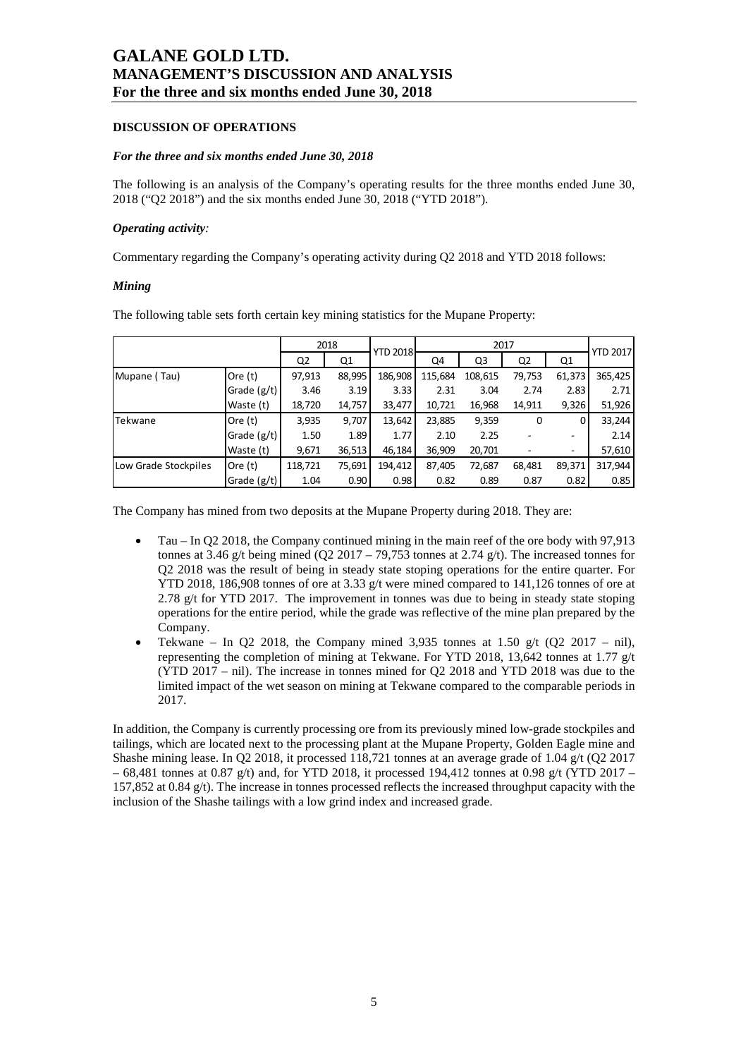# GALANE GOLD LTD.
# MANAGEMENT'S DISCUSSION AND ANALYSIS
# For the three and six months ended June 30, 2018

## DISCUSSION OF OPERATIONS

### *For the three and six months ended June 30, 2018*

The following is an analysis of the Company's operating results for the three months ended June 30, 2018 ("Q2 2018") and the six months ended June 30, 2018 ("YTD 2018").

### *Operating activity:*

Commentary regarding the Company's operating activity during Q2 2018 and YTD 2018 follows:

### *Mining*

The following table sets forth certain key mining statistics for the Mupane Property:

| | | 2018 | | YTD 2018 | 2017 | | | | YTD 2017 |
|---|---|---|---|---|---|---|---|---|---|
| | | Q2 | Q1 | | Q4 | Q3 | Q2 | Q1 | |
| Mupane ( Tau) | Ore (t) | 97,913 | 88,995 | 186,908 | 115,684 | 108,615 | 79,753 | 61,373 | 365,425 |
| | Grade (g/t) | 3.46 | 3.19 | 3.33 | 2.31 | 3.04 | 2.74 | 2.83 | 2.71 |
| | Waste (t) | 18,720 | 14,757 | 33,477 | 10,721 | 16,968 | 14,911 | 9,326 | 51,926 |
| Tekwane | Ore (t) | 3,935 | 9,707 | 13,642 | 23,885 | 9,359 | 0 | 0 | 33,244 |
| | Grade (g/t) | 1.50 | 1.89 | 1.77 | 2.10 | 2.25 | - | - | 2.14 |
| | Waste (t) | 9,671 | 36,513 | 46,184 | 36,909 | 20,701 | - | - | 57,610 |
| Low Grade Stockpiles | Ore (t) | 118,721 | 75,691 | 194,412 | 87,405 | 72,687 | 68,481 | 89,371 | 317,944 |
| | Grade (g/t) | 1.04 | 0.90 | 0.98 | 0.82 | 0.89 | 0.87 | 0.82 | 0.85 |

The Company has mined from two deposits at the Mupane Property during 2018. They are:

- Tau – In Q2 2018, the Company continued mining in the main reef of the ore body with 97,913 tonnes at 3.46 g/t being mined (Q2 2017 – 79,753 tonnes at 2.74 g/t). The increased tonnes for Q2 2018 was the result of being in steady state stoping operations for the entire quarter. For YTD 2018, 186,908 tonnes of ore at 3.33 g/t were mined compared to 141,126 tonnes of ore at 2.78 g/t for YTD 2017. The improvement in tonnes was due to being in steady state stoping operations for the entire period, while the grade was reflective of the mine plan prepared by the Company.
- Tekwane – In Q2 2018, the Company mined 3,935 tonnes at 1.50 g/t (Q2 2017 – nil), representing the completion of mining at Tekwane. For YTD 2018, 13,642 tonnes at 1.77 g/t (YTD 2017 – nil). The increase in tonnes mined for Q2 2018 and YTD 2018 was due to the limited impact of the wet season on mining at Tekwane compared to the comparable periods in 2017.

In addition, the Company is currently processing ore from its previously mined low-grade stockpiles and tailings, which are located next to the processing plant at the Mupane Property, Golden Eagle mine and Shashe mining lease. In Q2 2018, it processed 118,721 tonnes at an average grade of 1.04 g/t (Q2 2017 – 68,481 tonnes at 0.87 g/t) and, for YTD 2018, it processed 194,412 tonnes at 0.98 g/t (YTD 2017 – 157,852 at 0.84 g/t). The increase in tonnes processed reflects the increased throughput capacity with the inclusion of the Shashe tailings with a low grind index and increased grade.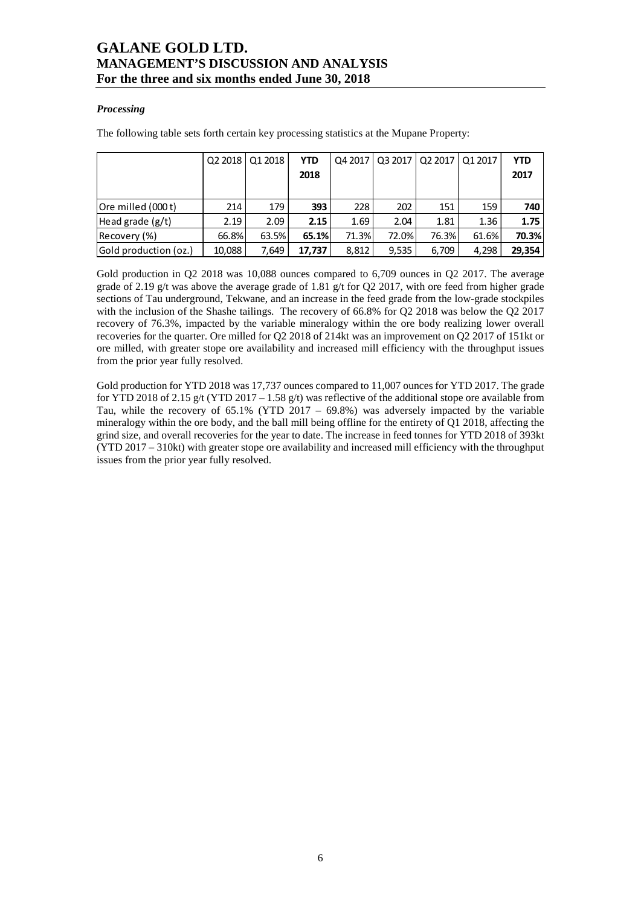### *Processing*

The following table sets forth certain key processing statistics at the Mupane Property:

| | Q2 2018 | Q1 2018 | **YTD 2018** | Q4 2017 | Q3 2017 | Q2 2017 | Q1 2017 | **YTD 2017** |
|---|---|---|---|---|---|---|---|---|
| Ore milled (000 t) | 214 | 179 | **393** | 228 | 202 | 151 | 159 | **740** |
| Head grade (g/t) | 2.19 | 2.09 | **2.15** | 1.69 | 2.04 | 1.81 | 1.36 | **1.75** |
| Recovery (%) | 66.8% | 63.5% | **65.1%** | 71.3% | 72.0% | 76.3% | 61.6% | **70.3%** |
| Gold production (oz.) | 10,088 | 7,649 | **17,737** | 8,812 | 9,535 | 6,709 | 4,298 | **29,354** |

Gold production in Q2 2018 was 10,088 ounces compared to 6,709 ounces in Q2 2017. The average grade of 2.19 g/t was above the average grade of 1.81 g/t for Q2 2017, with ore feed from higher grade sections of Tau underground, Tekwane, and an increase in the feed grade from the low-grade stockpiles with the inclusion of the Shashe tailings. The recovery of 66.8% for Q2 2018 was below the Q2 2017 recovery of 76.3%, impacted by the variable mineralogy within the ore body realizing lower overall recoveries for the quarter. Ore milled for Q2 2018 of 214kt was an improvement on Q2 2017 of 151kt or ore milled, with greater stope ore availability and increased mill efficiency with the throughput issues from the prior year fully resolved.

Gold production for YTD 2018 was 17,737 ounces compared to 11,007 ounces for YTD 2017. The grade for YTD 2018 of 2.15 g/t (YTD 2017 – 1.58 g/t) was reflective of the additional stope ore available from Tau, while the recovery of 65.1% (YTD 2017 – 69.8%) was adversely impacted by the variable mineralogy within the ore body, and the ball mill being offline for the entirety of Q1 2018, affecting the grind size, and overall recoveries for the year to date. The increase in feed tonnes for YTD 2018 of 393kt (YTD 2017 – 310kt) with greater stope ore availability and increased mill efficiency with the throughput issues from the prior year fully resolved.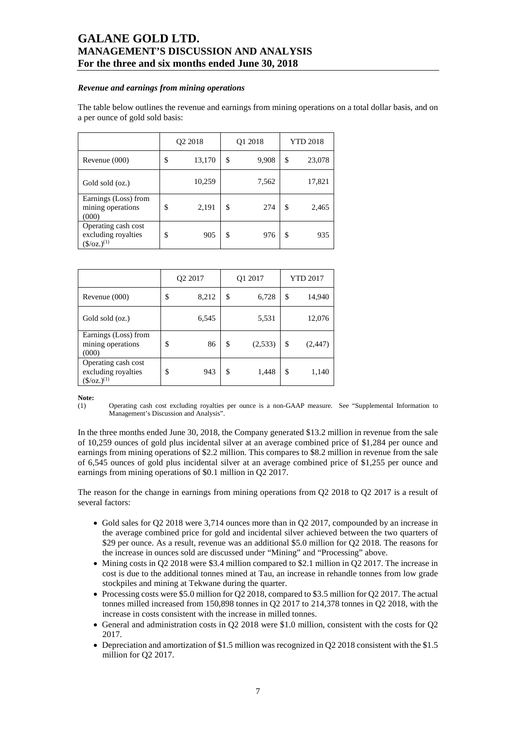### *Revenue and earnings from mining operations*

The table below outlines the revenue and earnings from mining operations on a total dollar basis, and on a per ounce of gold sold basis:

| | Q2 2018 | Q1 2018 | YTD 2018 |
|---|---|---|---|
| Revenue (000) | $ 13,170 | $ 9,908 | $ 23,078 |
| Gold sold (oz.) | 10,259 | 7,562 | 17,821 |
| Earnings (Loss) from mining operations (000) | $ 2,191 | $ 274 | $ 2,465 |
| Operating cash cost excluding royalties ($/oz.)[(1)] | $ 905 | $ 976 | $ 935 |

| | Q2 2017 | Q1 2017 | YTD 2017 |
|---|---|---|---|
| Revenue (000) | $ 8,212 | $ 6,728 | $ 14,940 |
| Gold sold (oz.) | 6,545 | 5,531 | 12,076 |
| Earnings (Loss) from mining operations (000) | $ 86 | $ (2,533) | $ (2,447) |
| Operating cash cost excluding royalties ($/oz.)[(1)] | $ 943 | $ 1,448 | $ 1,140 |

**Note:**

(1) Operating cash cost excluding royalties per ounce is a non-GAAP measure. See "Supplemental Information to Management's Discussion and Analysis".

In the three months ended June 30, 2018, the Company generated $13.2 million in revenue from the sale of 10,259 ounces of gold plus incidental silver at an average combined price of $1,284 per ounce and earnings from mining operations of $2.2 million. This compares to $8.2 million in revenue from the sale of 6,545 ounces of gold plus incidental silver at an average combined price of $1,255 per ounce and earnings from mining operations of $0.1 million in Q2 2017.

The reason for the change in earnings from mining operations from Q2 2018 to Q2 2017 is a result of several factors:

- Gold sales for Q2 2018 were 3,714 ounces more than in Q2 2017, compounded by an increase in the average combined price for gold and incidental silver achieved between the two quarters of $29 per ounce. As a result, revenue was an additional $5.0 million for Q2 2018. The reasons for the increase in ounces sold are discussed under "Mining" and "Processing" above.
- Mining costs in Q2 2018 were $3.4 million compared to $2.1 million in Q2 2017. The increase in cost is due to the additional tonnes mined at Tau, an increase in rehandle tonnes from low grade stockpiles and mining at Tekwane during the quarter.
- Processing costs were $5.0 million for Q2 2018, compared to $3.5 million for Q2 2017. The actual tonnes milled increased from 150,898 tonnes in Q2 2017 to 214,378 tonnes in Q2 2018, with the increase in costs consistent with the increase in milled tonnes.
- General and administration costs in Q2 2018 were $1.0 million, consistent with the costs for Q2 2017.
- Depreciation and amortization of $1.5 million was recognized in Q2 2018 consistent with the $1.5 million for Q2 2017.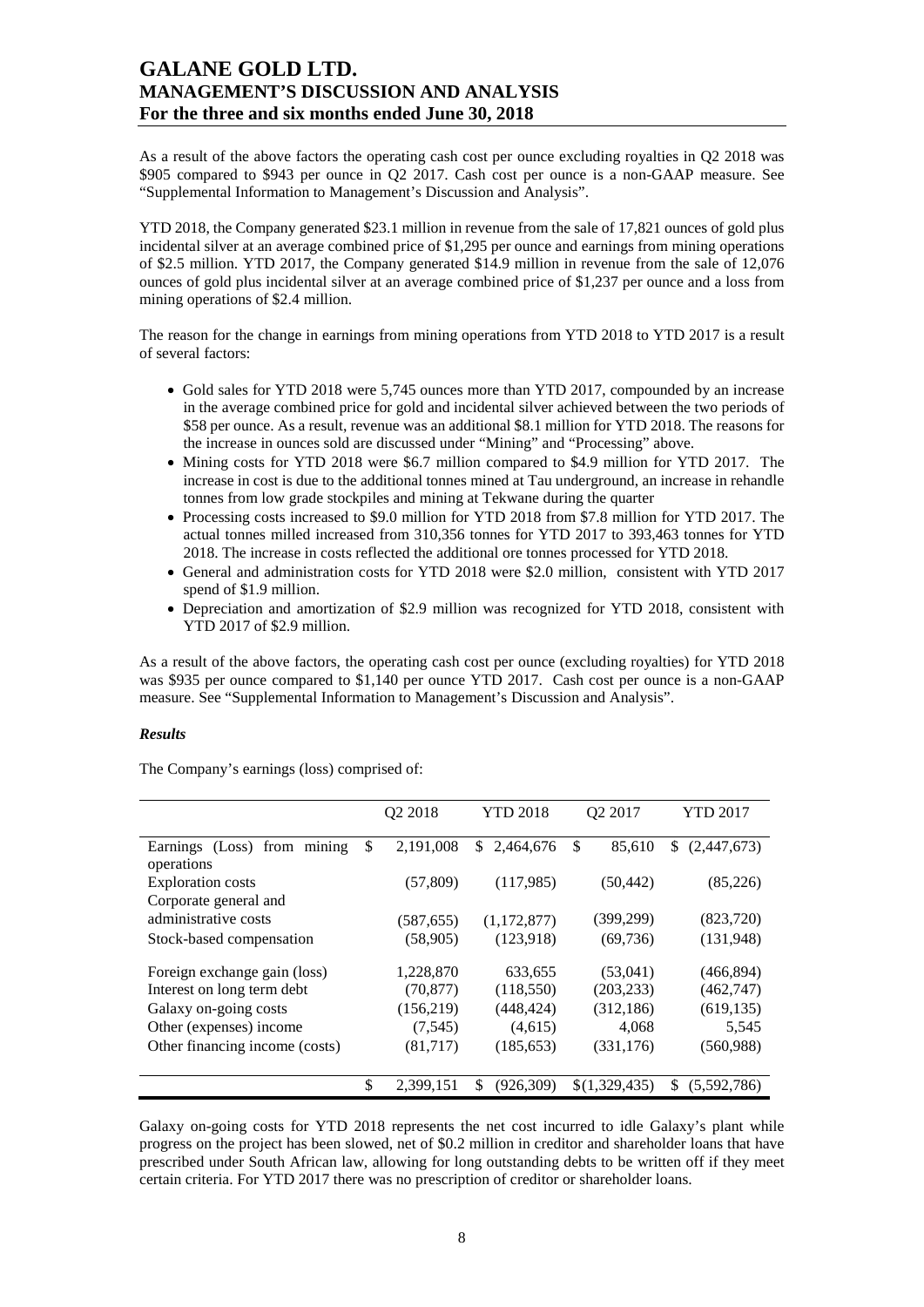As a result of the above factors the operating cash cost per ounce excluding royalties in Q2 2018 was $905 compared to $943 per ounce in Q2 2017. Cash cost per ounce is a non-GAAP measure. See "Supplemental Information to Management's Discussion and Analysis".

YTD 2018, the Company generated $23.1 million in revenue from the sale of 17,821 ounces of gold plus incidental silver at an average combined price of $1,295 per ounce and earnings from mining operations of $2.5 million. YTD 2017, the Company generated $14.9 million in revenue from the sale of 12,076 ounces of gold plus incidental silver at an average combined price of $1,237 per ounce and a loss from mining operations of $2.4 million.

The reason for the change in earnings from mining operations from YTD 2018 to YTD 2017 is a result of several factors:

- Gold sales for YTD 2018 were 5,745 ounces more than YTD 2017, compounded by an increase in the average combined price for gold and incidental silver achieved between the two periods of $58 per ounce. As a result, revenue was an additional $8.1 million for YTD 2018. The reasons for the increase in ounces sold are discussed under "Mining" and "Processing" above.
- Mining costs for YTD 2018 were $6.7 million compared to $4.9 million for YTD 2017. The increase in cost is due to the additional tonnes mined at Tau underground, an increase in rehandle tonnes from low grade stockpiles and mining at Tekwane during the quarter
- Processing costs increased to $9.0 million for YTD 2018 from $7.8 million for YTD 2017. The actual tonnes milled increased from 310,356 tonnes for YTD 2017 to 393,463 tonnes for YTD 2018. The increase in costs reflected the additional ore tonnes processed for YTD 2018.
- General and administration costs for YTD 2018 were $2.0 million, consistent with YTD 2017 spend of $1.9 million.
- Depreciation and amortization of $2.9 million was recognized for YTD 2018, consistent with YTD 2017 of $2.9 million.

As a result of the above factors, the operating cash cost per ounce (excluding royalties) for YTD 2018 was $935 per ounce compared to $1,140 per ounce YTD 2017. Cash cost per ounce is a non-GAAP measure. See "Supplemental Information to Management's Discussion and Analysis".

***Results***

The Company's earnings (loss) comprised of:

| | Q2 2018 | YTD 2018 | Q2 2017 | YTD 2017 |
|---|---|---|---|---|
| Earnings (Loss) from mining operations | $ 2,191,008 | $ 2,464,676 | $ 85,610 | $ (2,447,673) |
| Exploration costs | (57,809) | (117,985) | (50,442) | (85,226) |
| Corporate general and administrative costs | (587,655) | (1,172,877) | (399,299) | (823,720) |
| Stock-based compensation | (58,905) | (123,918) | (69,736) | (131,948) |
| Foreign exchange gain (loss) | 1,228,870 | 633,655 | (53,041) | (466,894) |
| Interest on long term debt | (70,877) | (118,550) | (203,233) | (462,747) |
| Galaxy on-going costs | (156,219) | (448,424) | (312,186) | (619,135) |
| Other (expenses) income | (7,545) | (4,615) | 4,068 | 5,545 |
| Other financing income (costs) | (81,717) | (185,653) | (331,176) | (560,988) |
| | $ 2,399,151 | $ (926,309) | $(1,329,435) | $ (5,592,786) |

Galaxy on-going costs for YTD 2018 represents the net cost incurred to idle Galaxy's plant while progress on the project has been slowed, net of $0.2 million in creditor and shareholder loans that have prescribed under South African law, allowing for long outstanding debts to be written off if they meet certain criteria. For YTD 2017 there was no prescription of creditor or shareholder loans.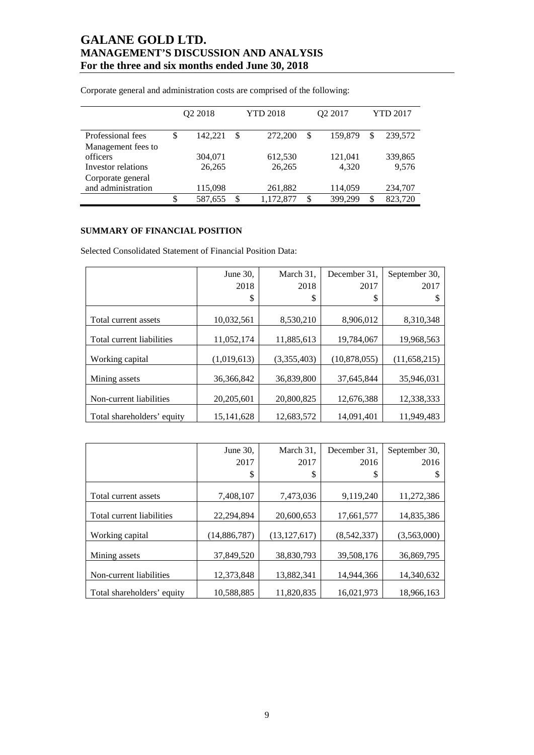Corporate general and administration costs are comprised of the following:

| | Q2 2018 | YTD 2018 | Q2 2017 | YTD 2017 |
|---|---|---|---|---|
| Professional fees | $ 142,221 | $ 272,200 | $ 159,879 | $ 239,572 |
| Management fees to officers | 304,071 | 612,530 | 121,041 | 339,865 |
| Investor relations | 26,265 | 26,265 | 4,320 | 9,576 |
| Corporate general and administration | 115,098 | 261,882 | 114,059 | 234,707 |
| | $ 587,655 | $ 1,172,877 | $ 399,299 | $ 823,720 |

**SUMMARY OF FINANCIAL POSITION**

Selected Consolidated Statement of Financial Position Data:

| | June 30, 2018 $ | March 31, 2018 $ | December 31, 2017 $ | September 30, 2017 $ |
|---|---|---|---|---|
| Total current assets | 10,032,561 | 8,530,210 | 8,906,012 | 8,310,348 |
| Total current liabilities | 11,052,174 | 11,885,613 | 19,784,067 | 19,968,563 |
| Working capital | (1,019,613) | (3,355,403) | (10,878,055) | (11,658,215) |
| Mining assets | 36,366,842 | 36,839,800 | 37,645,844 | 35,946,031 |
| Non-current liabilities | 20,205,601 | 20,800,825 | 12,676,388 | 12,338,333 |
| Total shareholders' equity | 15,141,628 | 12,683,572 | 14,091,401 | 11,949,483 |

| | June 30, 2017 $ | March 31, 2017 $ | December 31, 2016 $ | September 30, 2016 $ |
|---|---|---|---|---|
| Total current assets | 7,408,107 | 7,473,036 | 9,119,240 | 11,272,386 |
| Total current liabilities | 22,294,894 | 20,600,653 | 17,661,577 | 14,835,386 |
| Working capital | (14,886,787) | (13,127,617) | (8,542,337) | (3,563,000) |
| Mining assets | 37,849,520 | 38,830,793 | 39,508,176 | 36,869,795 |
| Non-current liabilities | 12,373,848 | 13,882,341 | 14,944,366 | 14,340,632 |
| Total shareholders' equity | 10,588,885 | 11,820,835 | 16,021,973 | 18,966,163 |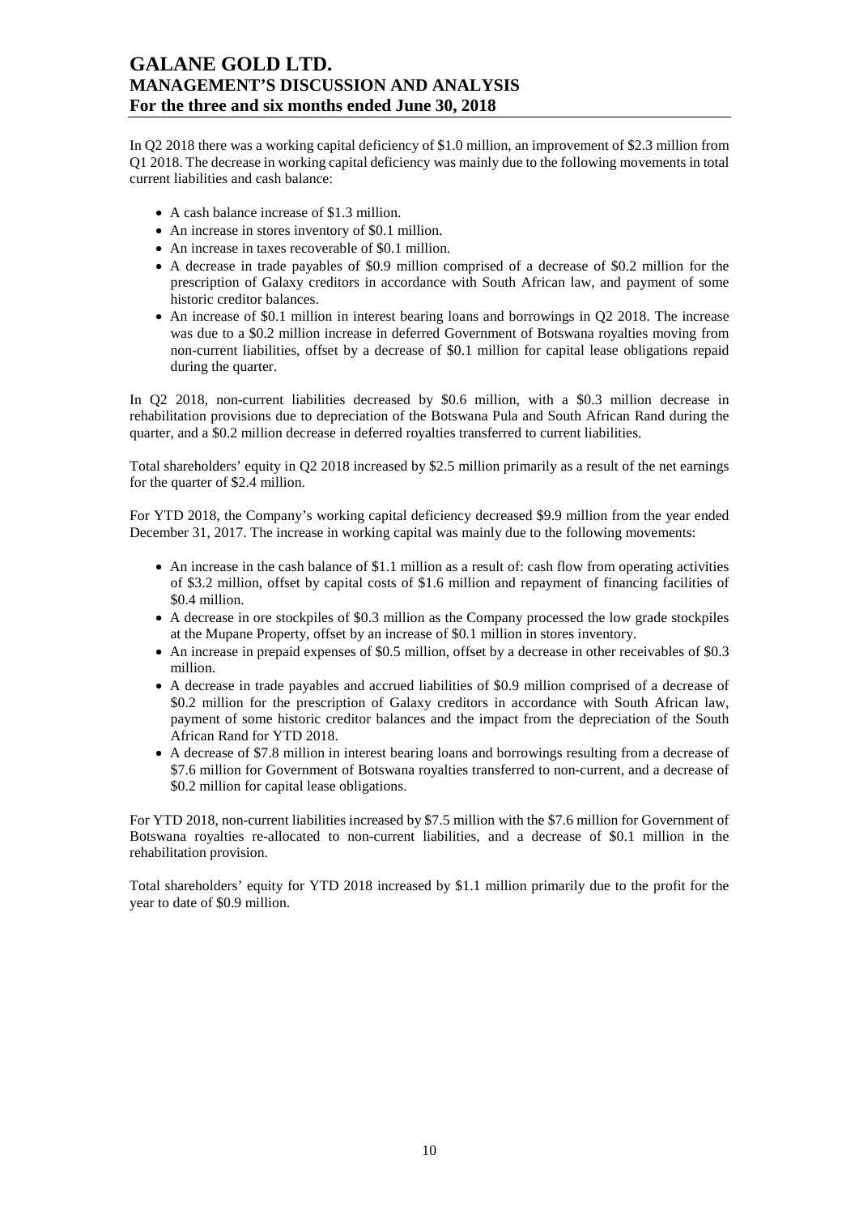In Q2 2018 there was a working capital deficiency of $1.0 million, an improvement of $2.3 million from Q1 2018. The decrease in working capital deficiency was mainly due to the following movements in total current liabilities and cash balance:

- A cash balance increase of $1.3 million.
- An increase in stores inventory of $0.1 million.
- An increase in taxes recoverable of $0.1 million.
- A decrease in trade payables of $0.9 million comprised of a decrease of $0.2 million for the prescription of Galaxy creditors in accordance with South African law, and payment of some historic creditor balances.
- An increase of $0.1 million in interest bearing loans and borrowings in Q2 2018. The increase was due to a $0.2 million increase in deferred Government of Botswana royalties moving from non-current liabilities, offset by a decrease of $0.1 million for capital lease obligations repaid during the quarter.

In Q2 2018, non-current liabilities decreased by $0.6 million, with a $0.3 million decrease in rehabilitation provisions due to depreciation of the Botswana Pula and South African Rand during the quarter, and a $0.2 million decrease in deferred royalties transferred to current liabilities.

Total shareholders' equity in Q2 2018 increased by $2.5 million primarily as a result of the net earnings for the quarter of $2.4 million.

For YTD 2018, the Company's working capital deficiency decreased $9.9 million from the year ended December 31, 2017. The increase in working capital was mainly due to the following movements:

- An increase in the cash balance of $1.1 million as a result of: cash flow from operating activities of $3.2 million, offset by capital costs of $1.6 million and repayment of financing facilities of $0.4 million.
- A decrease in ore stockpiles of $0.3 million as the Company processed the low grade stockpiles at the Mupane Property, offset by an increase of $0.1 million in stores inventory.
- An increase in prepaid expenses of $0.5 million, offset by a decrease in other receivables of $0.3 million.
- A decrease in trade payables and accrued liabilities of $0.9 million comprised of a decrease of $0.2 million for the prescription of Galaxy creditors in accordance with South African law, payment of some historic creditor balances and the impact from the depreciation of the South African Rand for YTD 2018.
- A decrease of $7.8 million in interest bearing loans and borrowings resulting from a decrease of $7.6 million for Government of Botswana royalties transferred to non-current, and a decrease of $0.2 million for capital lease obligations.

For YTD 2018, non-current liabilities increased by $7.5 million with the $7.6 million for Government of Botswana royalties re-allocated to non-current liabilities, and a decrease of $0.1 million in the rehabilitation provision.

Total shareholders' equity for YTD 2018 increased by $1.1 million primarily due to the profit for the year to date of $0.9 million.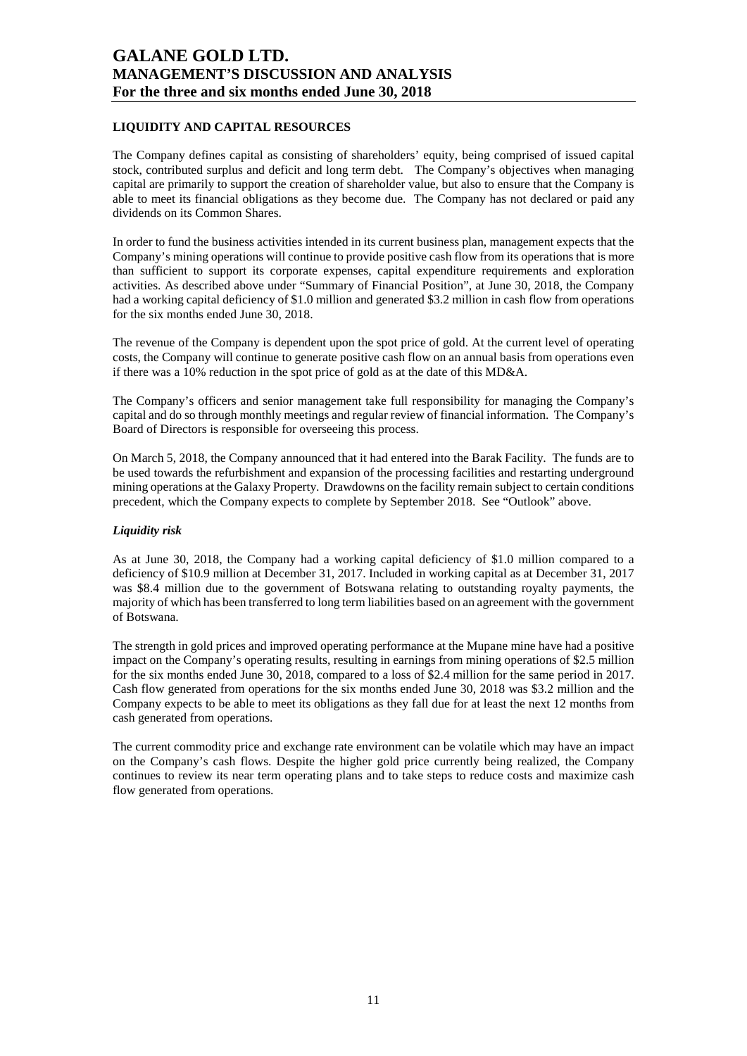## LIQUIDITY AND CAPITAL RESOURCES

The Company defines capital as consisting of shareholders' equity, being comprised of issued capital stock, contributed surplus and deficit and long term debt. The Company's objectives when managing capital are primarily to support the creation of shareholder value, but also to ensure that the Company is able to meet its financial obligations as they become due. The Company has not declared or paid any dividends on its Common Shares.

In order to fund the business activities intended in its current business plan, management expects that the Company's mining operations will continue to provide positive cash flow from its operations that is more than sufficient to support its corporate expenses, capital expenditure requirements and exploration activities. As described above under "Summary of Financial Position", at June 30, 2018, the Company had a working capital deficiency of $1.0 million and generated $3.2 million in cash flow from operations for the six months ended June 30, 2018.

The revenue of the Company is dependent upon the spot price of gold. At the current level of operating costs, the Company will continue to generate positive cash flow on an annual basis from operations even if there was a 10% reduction in the spot price of gold as at the date of this MD&A.

The Company's officers and senior management take full responsibility for managing the Company's capital and do so through monthly meetings and regular review of financial information. The Company's Board of Directors is responsible for overseeing this process.

On March 5, 2018, the Company announced that it had entered into the Barak Facility. The funds are to be used towards the refurbishment and expansion of the processing facilities and restarting underground mining operations at the Galaxy Property. Drawdowns on the facility remain subject to certain conditions precedent, which the Company expects to complete by September 2018. See "Outlook" above.

### *Liquidity risk*

As at June 30, 2018, the Company had a working capital deficiency of $1.0 million compared to a deficiency of $10.9 million at December 31, 2017. Included in working capital as at December 31, 2017 was $8.4 million due to the government of Botswana relating to outstanding royalty payments, the majority of which has been transferred to long term liabilities based on an agreement with the government of Botswana.

The strength in gold prices and improved operating performance at the Mupane mine have had a positive impact on the Company's operating results, resulting in earnings from mining operations of $2.5 million for the six months ended June 30, 2018, compared to a loss of $2.4 million for the same period in 2017. Cash flow generated from operations for the six months ended June 30, 2018 was $3.2 million and the Company expects to be able to meet its obligations as they fall due for at least the next 12 months from cash generated from operations.

The current commodity price and exchange rate environment can be volatile which may have an impact on the Company's cash flows. Despite the higher gold price currently being realized, the Company continues to review its near term operating plans and to take steps to reduce costs and maximize cash flow generated from operations.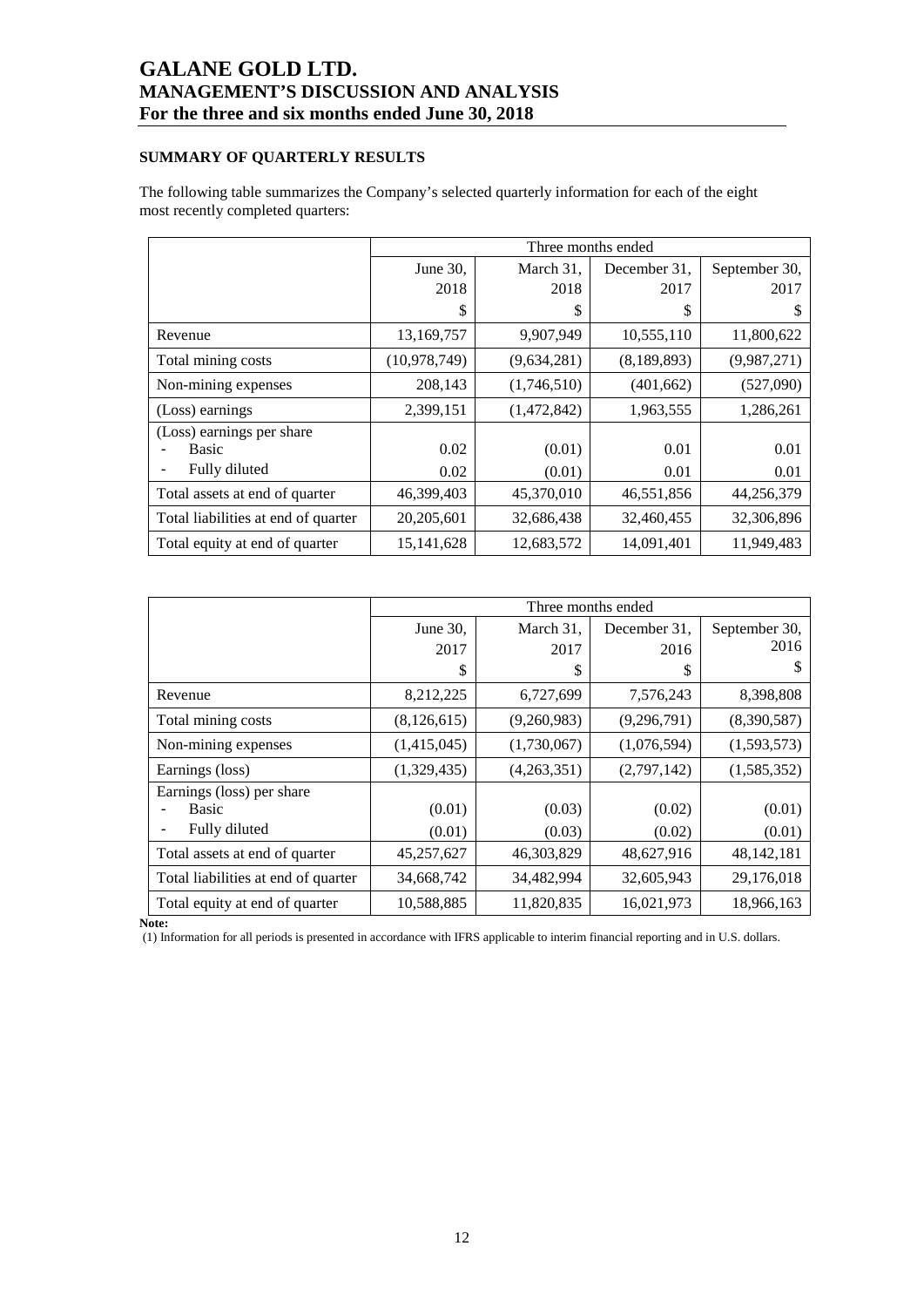## SUMMARY OF QUARTERLY RESULTS

The following table summarizes the Company's selected quarterly information for each of the eight most recently completed quarters:

| | Three months ended | | | |
|---|---|---|---|---|
| | June 30, 2018 | March 31, 2018 | December 31, 2017 | September 30, 2017 |
| | $ | $ | $ | $ |
| Revenue | 13,169,757 | 9,907,949 | 10,555,110 | 11,800,622 |
| Total mining costs | (10,978,749) | (9,634,281) | (8,189,893) | (9,987,271) |
| Non-mining expenses | 208,143 | (1,746,510) | (401,662) | (527,090) |
| (Loss) earnings | 2,399,151 | (1,472,842) | 1,963,555 | 1,286,261 |
| (Loss) earnings per share | | | | |
| - Basic | 0.02 | (0.01) | 0.01 | 0.01 |
| - Fully diluted | 0.02 | (0.01) | 0.01 | 0.01 |
| Total assets at end of quarter | 46,399,403 | 45,370,010 | 46,551,856 | 44,256,379 |
| Total liabilities at end of quarter | 20,205,601 | 32,686,438 | 32,460,455 | 32,306,896 |
| Total equity at end of quarter | 15,141,628 | 12,683,572 | 14,091,401 | 11,949,483 |

| | Three months ended | | | |
|---|---|---|---|---|
| | June 30, 2017 | March 31, 2017 | December 31, 2016 | September 30, 2016 |
| | $ | $ | $ | $ |
| Revenue | 8,212,225 | 6,727,699 | 7,576,243 | 8,398,808 |
| Total mining costs | (8,126,615) | (9,260,983) | (9,296,791) | (8,390,587) |
| Non-mining expenses | (1,415,045) | (1,730,067) | (1,076,594) | (1,593,573) |
| Earnings (loss) | (1,329,435) | (4,263,351) | (2,797,142) | (1,585,352) |
| Earnings (loss) per share | | | | |
| - Basic | (0.01) | (0.03) | (0.02) | (0.01) |
| - Fully diluted | (0.01) | (0.03) | (0.02) | (0.01) |
| Total assets at end of quarter | 45,257,627 | 46,303,829 | 48,627,916 | 48,142,181 |
| Total liabilities at end of quarter | 34,668,742 | 34,482,994 | 32,605,943 | 29,176,018 |
| Total equity at end of quarter | 10,588,885 | 11,820,835 | 16,021,973 | 18,966,163 |

**Note:**

(1) Information for all periods is presented in accordance with IFRS applicable to interim financial reporting and in U.S. dollars.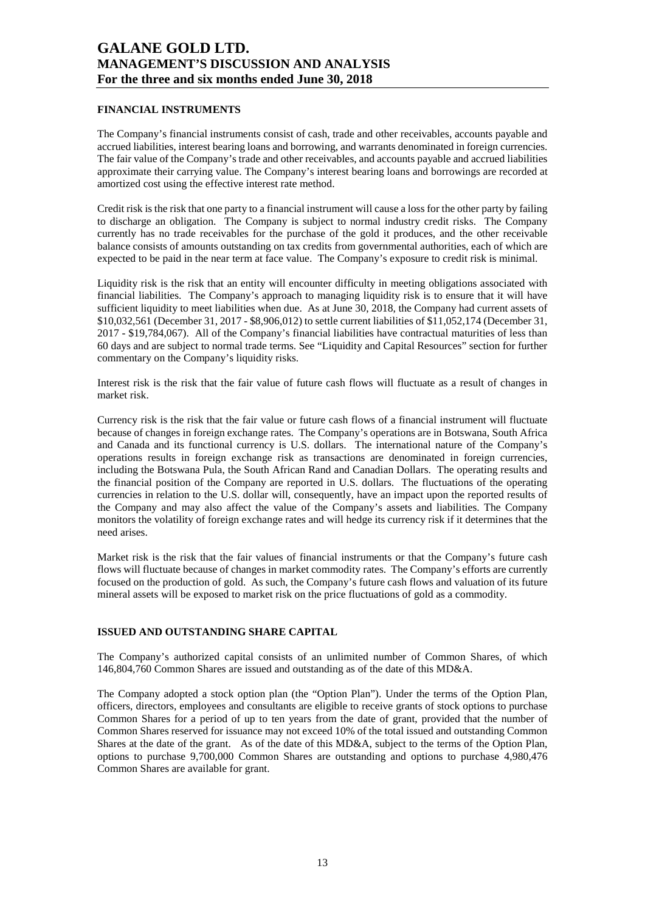## FINANCIAL INSTRUMENTS

The Company's financial instruments consist of cash, trade and other receivables, accounts payable and accrued liabilities, interest bearing loans and borrowing, and warrants denominated in foreign currencies. The fair value of the Company's trade and other receivables, and accounts payable and accrued liabilities approximate their carrying value. The Company's interest bearing loans and borrowings are recorded at amortized cost using the effective interest rate method.

Credit risk is the risk that one party to a financial instrument will cause a loss for the other party by failing to discharge an obligation. The Company is subject to normal industry credit risks. The Company currently has no trade receivables for the purchase of the gold it produces, and the other receivable balance consists of amounts outstanding on tax credits from governmental authorities, each of which are expected to be paid in the near term at face value. The Company's exposure to credit risk is minimal.

Liquidity risk is the risk that an entity will encounter difficulty in meeting obligations associated with financial liabilities. The Company's approach to managing liquidity risk is to ensure that it will have sufficient liquidity to meet liabilities when due. As at June 30, 2018, the Company had current assets of $10,032,561 (December 31, 2017 - $8,906,012) to settle current liabilities of $11,052,174 (December 31, 2017 - $19,784,067). All of the Company's financial liabilities have contractual maturities of less than 60 days and are subject to normal trade terms. See "Liquidity and Capital Resources" section for further commentary on the Company's liquidity risks.

Interest risk is the risk that the fair value of future cash flows will fluctuate as a result of changes in market risk.

Currency risk is the risk that the fair value or future cash flows of a financial instrument will fluctuate because of changes in foreign exchange rates. The Company's operations are in Botswana, South Africa and Canada and its functional currency is U.S. dollars. The international nature of the Company's operations results in foreign exchange risk as transactions are denominated in foreign currencies, including the Botswana Pula, the South African Rand and Canadian Dollars. The operating results and the financial position of the Company are reported in U.S. dollars. The fluctuations of the operating currencies in relation to the U.S. dollar will, consequently, have an impact upon the reported results of the Company and may also affect the value of the Company's assets and liabilities. The Company monitors the volatility of foreign exchange rates and will hedge its currency risk if it determines that the need arises.

Market risk is the risk that the fair values of financial instruments or that the Company's future cash flows will fluctuate because of changes in market commodity rates. The Company's efforts are currently focused on the production of gold. As such, the Company's future cash flows and valuation of its future mineral assets will be exposed to market risk on the price fluctuations of gold as a commodity.

## ISSUED AND OUTSTANDING SHARE CAPITAL

The Company's authorized capital consists of an unlimited number of Common Shares, of which 146,804,760 Common Shares are issued and outstanding as of the date of this MD&A.

The Company adopted a stock option plan (the "Option Plan"). Under the terms of the Option Plan, officers, directors, employees and consultants are eligible to receive grants of stock options to purchase Common Shares for a period of up to ten years from the date of grant, provided that the number of Common Shares reserved for issuance may not exceed 10% of the total issued and outstanding Common Shares at the date of the grant. As of the date of this MD&A, subject to the terms of the Option Plan, options to purchase 9,700,000 Common Shares are outstanding and options to purchase 4,980,476 Common Shares are available for grant.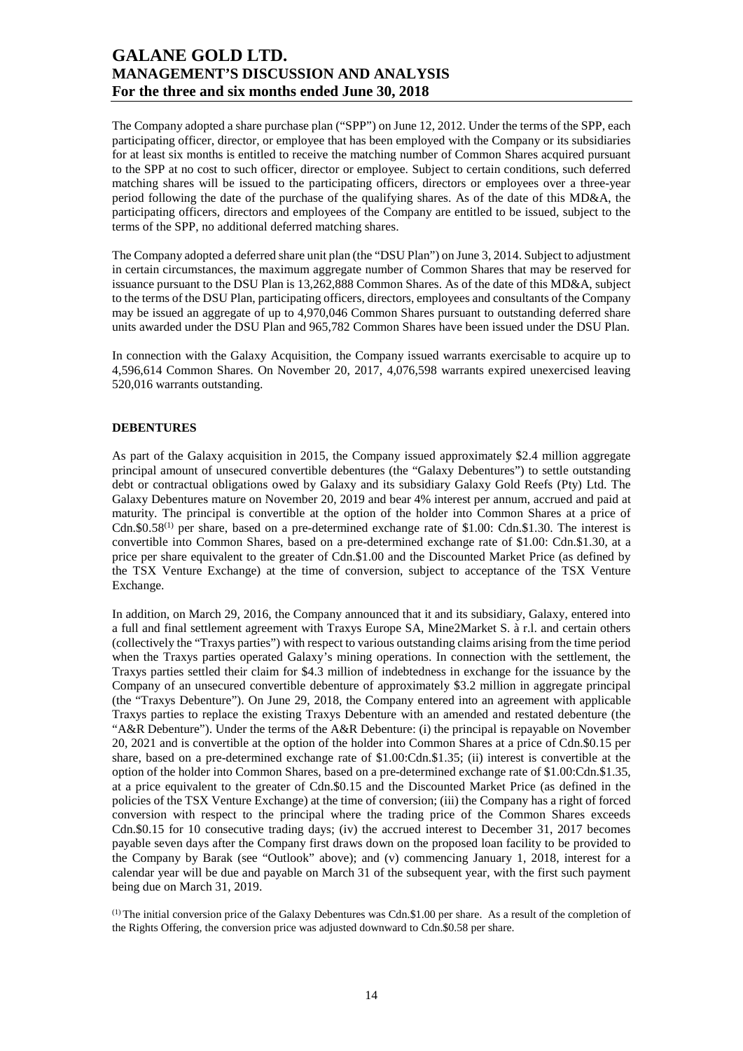The Company adopted a share purchase plan ("SPP") on June 12, 2012. Under the terms of the SPP, each participating officer, director, or employee that has been employed with the Company or its subsidiaries for at least six months is entitled to receive the matching number of Common Shares acquired pursuant to the SPP at no cost to such officer, director or employee. Subject to certain conditions, such deferred matching shares will be issued to the participating officers, directors or employees over a three-year period following the date of the purchase of the qualifying shares. As of the date of this MD&A, the participating officers, directors and employees of the Company are entitled to be issued, subject to the terms of the SPP, no additional deferred matching shares.

The Company adopted a deferred share unit plan (the "DSU Plan") on June 3, 2014. Subject to adjustment in certain circumstances, the maximum aggregate number of Common Shares that may be reserved for issuance pursuant to the DSU Plan is 13,262,888 Common Shares. As of the date of this MD&A, subject to the terms of the DSU Plan, participating officers, directors, employees and consultants of the Company may be issued an aggregate of up to 4,970,046 Common Shares pursuant to outstanding deferred share units awarded under the DSU Plan and 965,782 Common Shares have been issued under the DSU Plan.

In connection with the Galaxy Acquisition, the Company issued warrants exercisable to acquire up to 4,596,614 Common Shares. On November 20, 2017, 4,076,598 warrants expired unexercised leaving 520,016 warrants outstanding.

## DEBENTURES

As part of the Galaxy acquisition in 2015, the Company issued approximately $2.4 million aggregate principal amount of unsecured convertible debentures (the "Galaxy Debentures") to settle outstanding debt or contractual obligations owed by Galaxy and its subsidiary Galaxy Gold Reefs (Pty) Ltd. The Galaxy Debentures mature on November 20, 2019 and bear 4% interest per annum, accrued and paid at maturity. The principal is convertible at the option of the holder into Common Shares at a price of Cdn.$0.58(1) per share, based on a pre-determined exchange rate of $1.00: Cdn.$1.30. The interest is convertible into Common Shares, based on a pre-determined exchange rate of $1.00: Cdn.$1.30, at a price per share equivalent to the greater of Cdn.$1.00 and the Discounted Market Price (as defined by the TSX Venture Exchange) at the time of conversion, subject to acceptance of the TSX Venture Exchange.

In addition, on March 29, 2016, the Company announced that it and its subsidiary, Galaxy, entered into a full and final settlement agreement with Traxys Europe SA, Mine2Market S. à r.l. and certain others (collectively the "Traxys parties") with respect to various outstanding claims arising from the time period when the Traxys parties operated Galaxy's mining operations. In connection with the settlement, the Traxys parties settled their claim for $4.3 million of indebtedness in exchange for the issuance by the Company of an unsecured convertible debenture of approximately $3.2 million in aggregate principal (the "Traxys Debenture"). On June 29, 2018, the Company entered into an agreement with applicable Traxys parties to replace the existing Traxys Debenture with an amended and restated debenture (the "A&R Debenture"). Under the terms of the A&R Debenture: (i) the principal is repayable on November 20, 2021 and is convertible at the option of the holder into Common Shares at a price of Cdn.$0.15 per share, based on a pre-determined exchange rate of $1.00:Cdn.$1.35; (ii) interest is convertible at the option of the holder into Common Shares, based on a pre-determined exchange rate of $1.00:Cdn.$1.35, at a price equivalent to the greater of Cdn.$0.15 and the Discounted Market Price (as defined in the policies of the TSX Venture Exchange) at the time of conversion; (iii) the Company has a right of forced conversion with respect to the principal where the trading price of the Common Shares exceeds Cdn.$0.15 for 10 consecutive trading days; (iv) the accrued interest to December 31, 2017 becomes payable seven days after the Company first draws down on the proposed loan facility to be provided to the Company by Barak (see "Outlook" above); and (v) commencing January 1, 2018, interest for a calendar year will be due and payable on March 31 of the subsequent year, with the first such payment being due on March 31, 2019.

(1) The initial conversion price of the Galaxy Debentures was Cdn.$1.00 per share. As a result of the completion of the Rights Offering, the conversion price was adjusted downward to Cdn.$0.58 per share.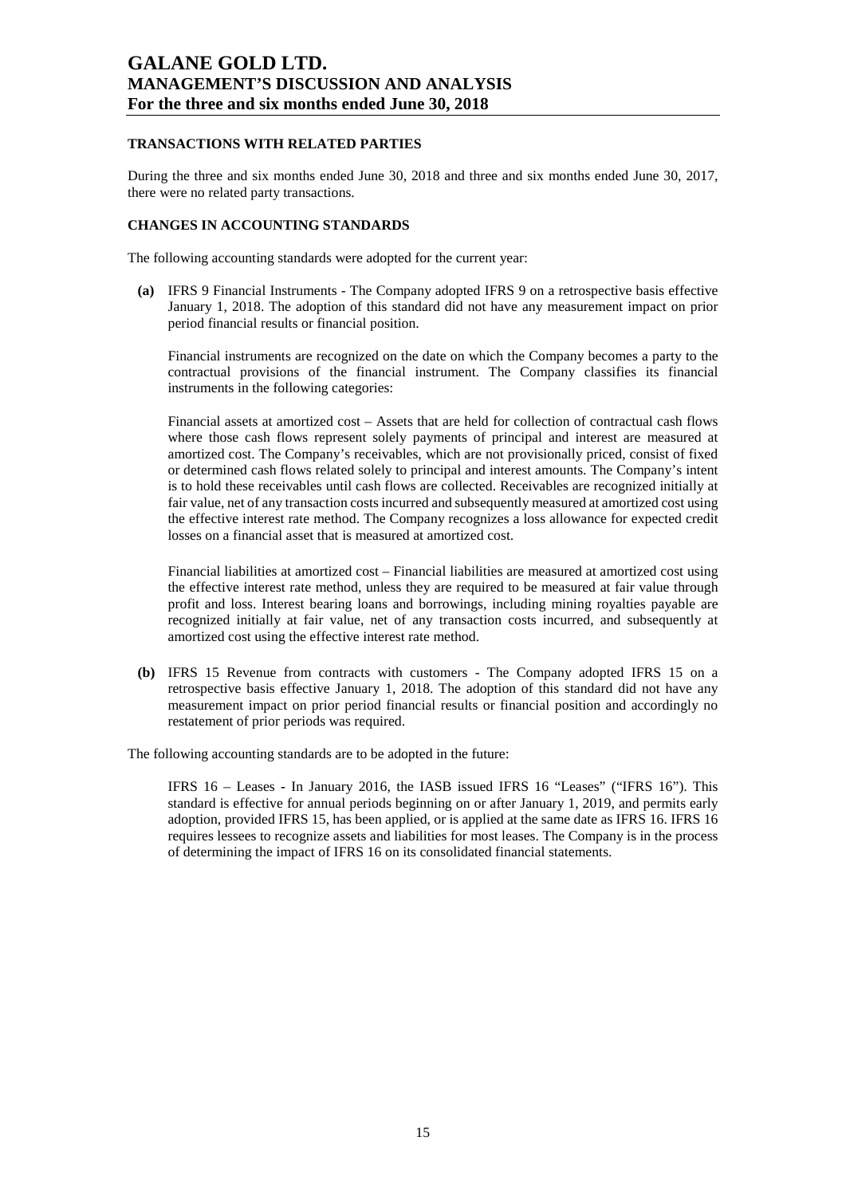## TRANSACTIONS WITH RELATED PARTIES

During the three and six months ended June 30, 2018 and three and six months ended June 30, 2017, there were no related party transactions.

## CHANGES IN ACCOUNTING STANDARDS

The following accounting standards were adopted for the current year:

**(a)** IFRS 9 Financial Instruments - The Company adopted IFRS 9 on a retrospective basis effective January 1, 2018. The adoption of this standard did not have any measurement impact on prior period financial results or financial position.

Financial instruments are recognized on the date on which the Company becomes a party to the contractual provisions of the financial instrument. The Company classifies its financial instruments in the following categories:

Financial assets at amortized cost – Assets that are held for collection of contractual cash flows where those cash flows represent solely payments of principal and interest are measured at amortized cost. The Company's receivables, which are not provisionally priced, consist of fixed or determined cash flows related solely to principal and interest amounts. The Company's intent is to hold these receivables until cash flows are collected. Receivables are recognized initially at fair value, net of any transaction costs incurred and subsequently measured at amortized cost using the effective interest rate method. The Company recognizes a loss allowance for expected credit losses on a financial asset that is measured at amortized cost.

Financial liabilities at amortized cost – Financial liabilities are measured at amortized cost using the effective interest rate method, unless they are required to be measured at fair value through profit and loss. Interest bearing loans and borrowings, including mining royalties payable are recognized initially at fair value, net of any transaction costs incurred, and subsequently at amortized cost using the effective interest rate method.

**(b)** IFRS 15 Revenue from contracts with customers - The Company adopted IFRS 15 on a retrospective basis effective January 1, 2018. The adoption of this standard did not have any measurement impact on prior period financial results or financial position and accordingly no restatement of prior periods was required.

The following accounting standards are to be adopted in the future:

IFRS 16 – Leases **-** In January 2016, the IASB issued IFRS 16 "Leases" ("IFRS 16"). This standard is effective for annual periods beginning on or after January 1, 2019, and permits early adoption, provided IFRS 15, has been applied, or is applied at the same date as IFRS 16. IFRS 16 requires lessees to recognize assets and liabilities for most leases. The Company is in the process of determining the impact of IFRS 16 on its consolidated financial statements.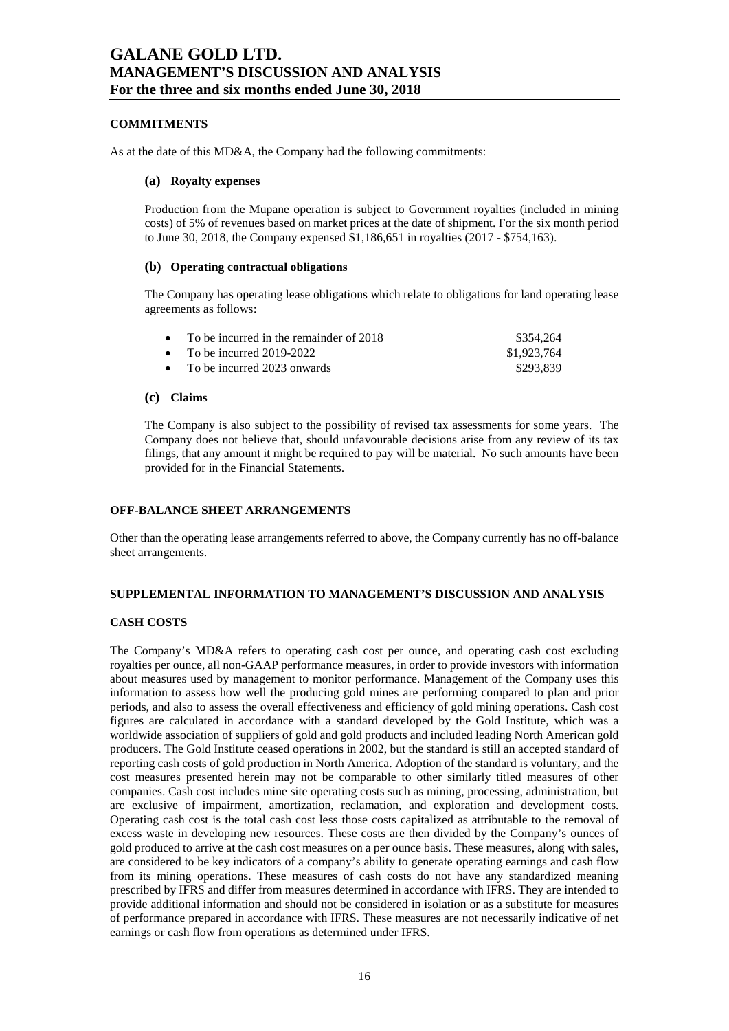## COMMITMENTS

As at the date of this MD&A, the Company had the following commitments:

### (a) Royalty expenses

Production from the Mupane operation is subject to Government royalties (included in mining costs) of 5% of revenues based on market prices at the date of shipment. For the six month period to June 30, 2018, the Company expensed \$1,186,651 in royalties (2017 - \$754,163).

### (b) Operating contractual obligations

The Company has operating lease obligations which relate to obligations for land operating lease agreements as follows:

- To be incurred in the remainder of 2018 — \$354,264
- To be incurred 2019-2022 — \$1,923,764
- To be incurred 2023 onwards — \$293,839

### (c) Claims

The Company is also subject to the possibility of revised tax assessments for some years. The Company does not believe that, should unfavourable decisions arise from any review of its tax filings, that any amount it might be required to pay will be material. No such amounts have been provided for in the Financial Statements.

## OFF-BALANCE SHEET ARRANGEMENTS

Other than the operating lease arrangements referred to above, the Company currently has no off-balance sheet arrangements.

## SUPPLEMENTAL INFORMATION TO MANAGEMENT'S DISCUSSION AND ANALYSIS

## CASH COSTS

The Company's MD&A refers to operating cash cost per ounce, and operating cash cost excluding royalties per ounce, all non-GAAP performance measures, in order to provide investors with information about measures used by management to monitor performance. Management of the Company uses this information to assess how well the producing gold mines are performing compared to plan and prior periods, and also to assess the overall effectiveness and efficiency of gold mining operations. Cash cost figures are calculated in accordance with a standard developed by the Gold Institute, which was a worldwide association of suppliers of gold and gold products and included leading North American gold producers. The Gold Institute ceased operations in 2002, but the standard is still an accepted standard of reporting cash costs of gold production in North America. Adoption of the standard is voluntary, and the cost measures presented herein may not be comparable to other similarly titled measures of other companies. Cash cost includes mine site operating costs such as mining, processing, administration, but are exclusive of impairment, amortization, reclamation, and exploration and development costs. Operating cash cost is the total cash cost less those costs capitalized as attributable to the removal of excess waste in developing new resources. These costs are then divided by the Company's ounces of gold produced to arrive at the cash cost measures on a per ounce basis. These measures, along with sales, are considered to be key indicators of a company's ability to generate operating earnings and cash flow from its mining operations. These measures of cash costs do not have any standardized meaning prescribed by IFRS and differ from measures determined in accordance with IFRS. They are intended to provide additional information and should not be considered in isolation or as a substitute for measures of performance prepared in accordance with IFRS. These measures are not necessarily indicative of net earnings or cash flow from operations as determined under IFRS.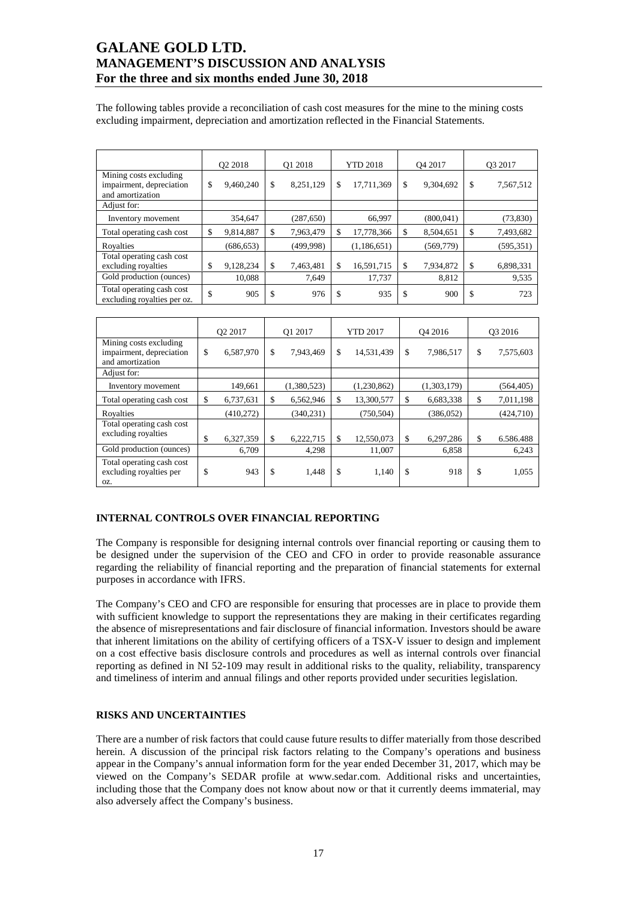The following tables provide a reconciliation of cash cost measures for the mine to the mining costs excluding impairment, depreciation and amortization reflected in the Financial Statements.

| | Q2 2018 | Q1 2018 | YTD 2018 | Q4 2017 | Q3 2017 |
|---|---|---|---|---|---|
| Mining costs excluding impairment, depreciation and amortization | $ 9,460,240 | $ 8,251,129 | $ 17,711,369 | $ 9,304,692 | $ 7,567,512 |
| Adjust for: | | | | | |
| Inventory movement | 354,647 | (287,650) | 66,997 | (800,041) | (73,830) |
| Total operating cash cost | $ 9,814,887 | $ 7,963,479 | $ 17,778,366 | $ 8,504,651 | $ 7,493,682 |
| Royalties | (686,653) | (499,998) | (1,186,651) | (569,779) | (595,351) |
| Total operating cash cost excluding royalties | $ 9,128,234 | $ 7,463,481 | $ 16,591,715 | $ 7,934,872 | $ 6,898,331 |
| Gold production (ounces) | 10,088 | 7,649 | 17,737 | 8,812 | 9,535 |
| Total operating cash cost excluding royalties per oz. | $ 905 | $ 976 | $ 935 | $ 900 | $ 723 |

| | Q2 2017 | Q1 2017 | YTD 2017 | Q4 2016 | Q3 2016 |
|---|---|---|---|---|---|
| Mining costs excluding impairment, depreciation and amortization | $ 6,587,970 | $ 7,943,469 | $ 14,531,439 | $ 7,986,517 | $ 7,575,603 |
| Adjust for: | | | | | |
| Inventory movement | 149,661 | (1,380,523) | (1,230,862) | (1,303,179) | (564,405) |
| Total operating cash cost | $ 6,737,631 | $ 6,562,946 | $ 13,300,577 | $ 6,683,338 | $ 7,011,198 |
| Royalties | (410,272) | (340,231) | (750,504) | (386,052) | (424,710) |
| Total operating cash cost excluding royalties | $ 6,327,359 | $ 6,222,715 | $ 12,550,073 | $ 6,297,286 | $ 6.586.488 |
| Gold production (ounces) | 6,709 | 4,298 | 11,007 | 6,858 | 6,243 |
| Total operating cash cost excluding royalties per oz. | $ 943 | $ 1,448 | $ 1,140 | $ 918 | $ 1,055 |

## INTERNAL CONTROLS OVER FINANCIAL REPORTING

The Company is responsible for designing internal controls over financial reporting or causing them to be designed under the supervision of the CEO and CFO in order to provide reasonable assurance regarding the reliability of financial reporting and the preparation of financial statements for external purposes in accordance with IFRS.

The Company's CEO and CFO are responsible for ensuring that processes are in place to provide them with sufficient knowledge to support the representations they are making in their certificates regarding the absence of misrepresentations and fair disclosure of financial information. Investors should be aware that inherent limitations on the ability of certifying officers of a TSX-V issuer to design and implement on a cost effective basis disclosure controls and procedures as well as internal controls over financial reporting as defined in NI 52-109 may result in additional risks to the quality, reliability, transparency and timeliness of interim and annual filings and other reports provided under securities legislation.

## RISKS AND UNCERTAINTIES

There are a number of risk factors that could cause future results to differ materially from those described herein. A discussion of the principal risk factors relating to the Company's operations and business appear in the Company's annual information form for the year ended December 31, 2017, which may be viewed on the Company's SEDAR profile at www.sedar.com. Additional risks and uncertainties, including those that the Company does not know about now or that it currently deems immaterial, may also adversely affect the Company's business.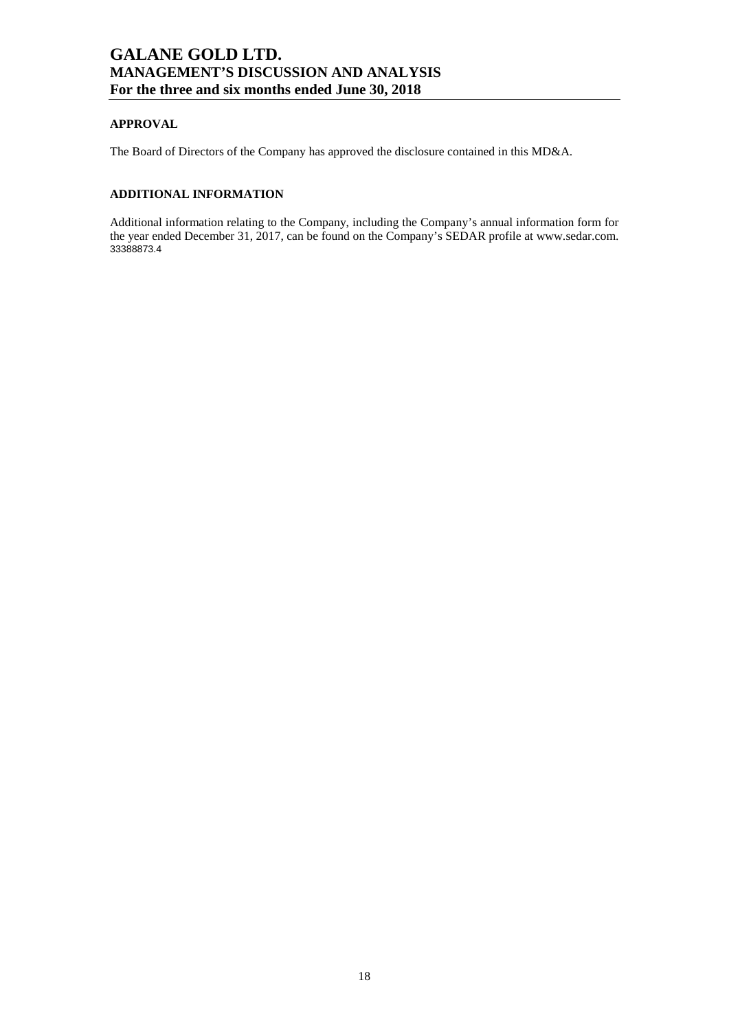## APPROVAL

The Board of Directors of the Company has approved the disclosure contained in this MD&A.

## ADDITIONAL INFORMATION

Additional information relating to the Company, including the Company's annual information form for the year ended December 31, 2017, can be found on the Company's SEDAR profile at www.sedar.com.
33388873.4